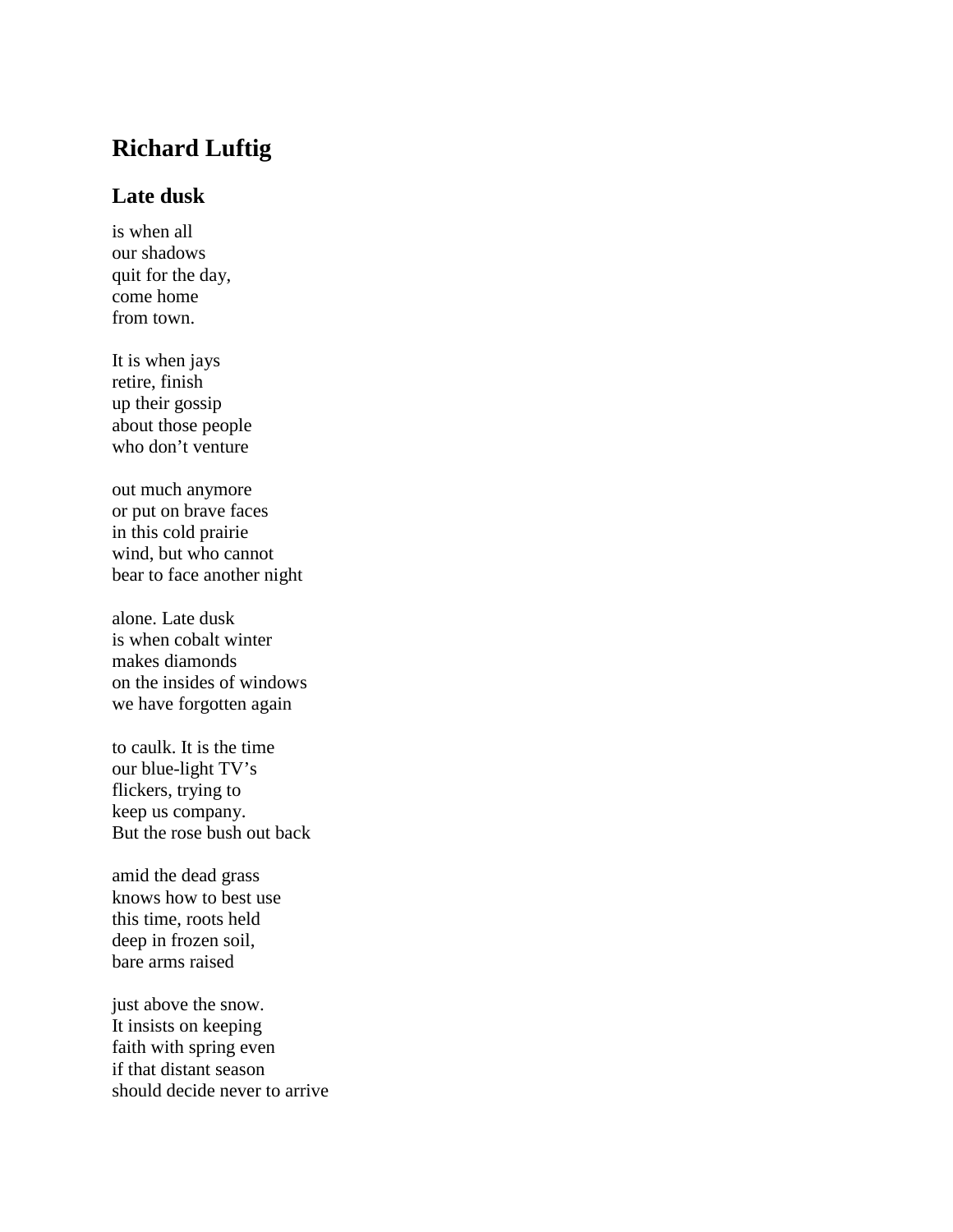# Richard Luftig

## Late dusk

is when all  
our shadows  
quit for the day,  
come home  
from town.

It is when jays  
retire, finish  
up their gossip  
about those people  
who don't venture

out much anymore  
or put on brave faces  
in this cold prairie  
wind, but who cannot  
bear to face another night

alone. Late dusk  
is when cobalt winter  
makes diamonds  
on the insides of windows  
we have forgotten again

to caulk. It is the time  
our blue-light TV's  
flickers, trying to  
keep us company.  
But the rose bush out back

amid the dead grass  
knows how to best use  
this time, roots held  
deep in frozen soil,  
bare arms raised

just above the snow.  
It insists on keeping  
faith with spring even  
if that distant season  
should decide never to arrive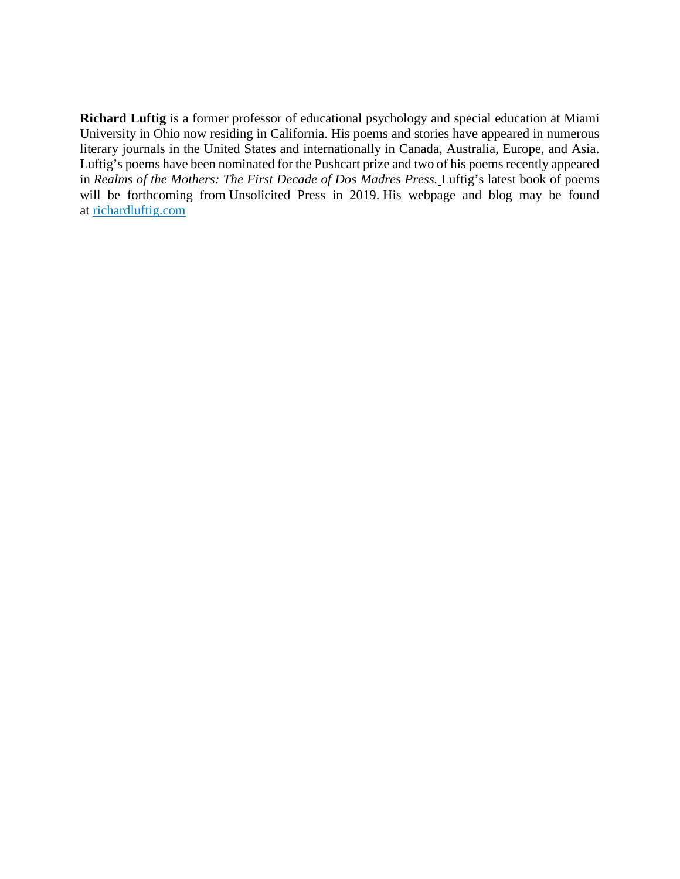**Richard Luftig** is a former professor of educational psychology and special education at Miami University in Ohio now residing in California. His poems and stories have appeared in numerous literary journals in the United States and internationally in Canada, Australia, Europe, and Asia. Luftig's poems have been nominated for the Pushcart prize and two of his poems recently appeared in *Realms of the Mothers: The First Decade of Dos Madres Press.* Luftig's latest book of poems will be forthcoming from Unsolicited Press in 2019. His webpage and blog may be found at [richardluftig.com](richardluftig.com)